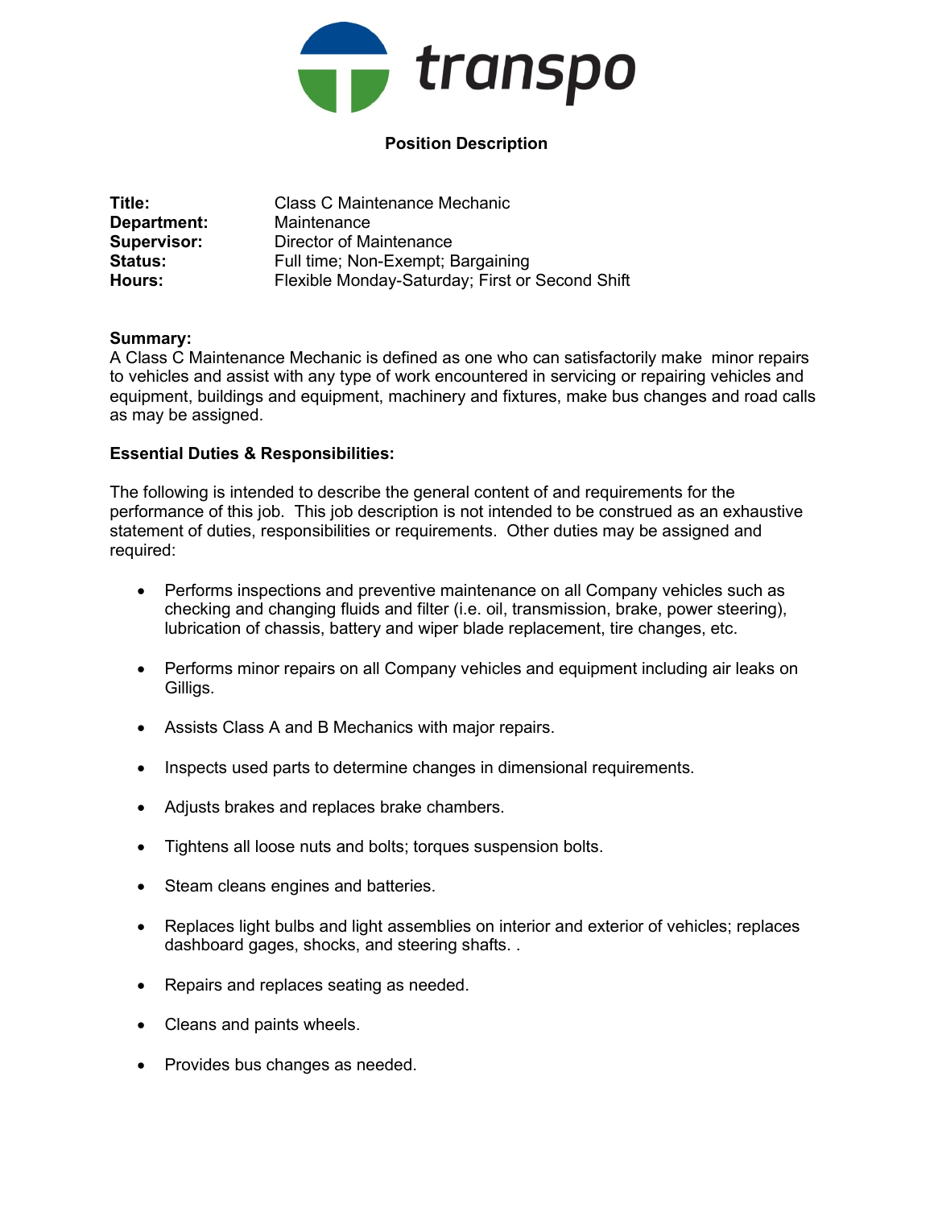transpo

**Position Description**

| | |
|---|---|
| **Title:** | Class C Maintenance Mechanic |
| **Department:** | Maintenance |
| **Supervisor:** | Director of Maintenance |
| **Status:** | Full time; Non-Exempt; Bargaining |
| **Hours:** | Flexible Monday-Saturday; First or Second Shift |

**Summary:**
A Class C Maintenance Mechanic is defined as one who can satisfactorily make minor repairs to vehicles and assist with any type of work encountered in servicing or repairing vehicles and equipment, buildings and equipment, machinery and fixtures, make bus changes and road calls as may be assigned.

**Essential Duties & Responsibilities:**

The following is intended to describe the general content of and requirements for the performance of this job. This job description is not intended to be construed as an exhaustive statement of duties, responsibilities or requirements. Other duties may be assigned and required:

- Performs inspections and preventive maintenance on all Company vehicles such as checking and changing fluids and filter (i.e. oil, transmission, brake, power steering), lubrication of chassis, battery and wiper blade replacement, tire changes, etc.
- Performs minor repairs on all Company vehicles and equipment including air leaks on Gilligs.
- Assists Class A and B Mechanics with major repairs.
- Inspects used parts to determine changes in dimensional requirements.
- Adjusts brakes and replaces brake chambers.
- Tightens all loose nuts and bolts; torques suspension bolts.
- Steam cleans engines and batteries.
- Replaces light bulbs and light assemblies on interior and exterior of vehicles; replaces dashboard gages, shocks, and steering shafts. .
- Repairs and replaces seating as needed.
- Cleans and paints wheels.
- Provides bus changes as needed.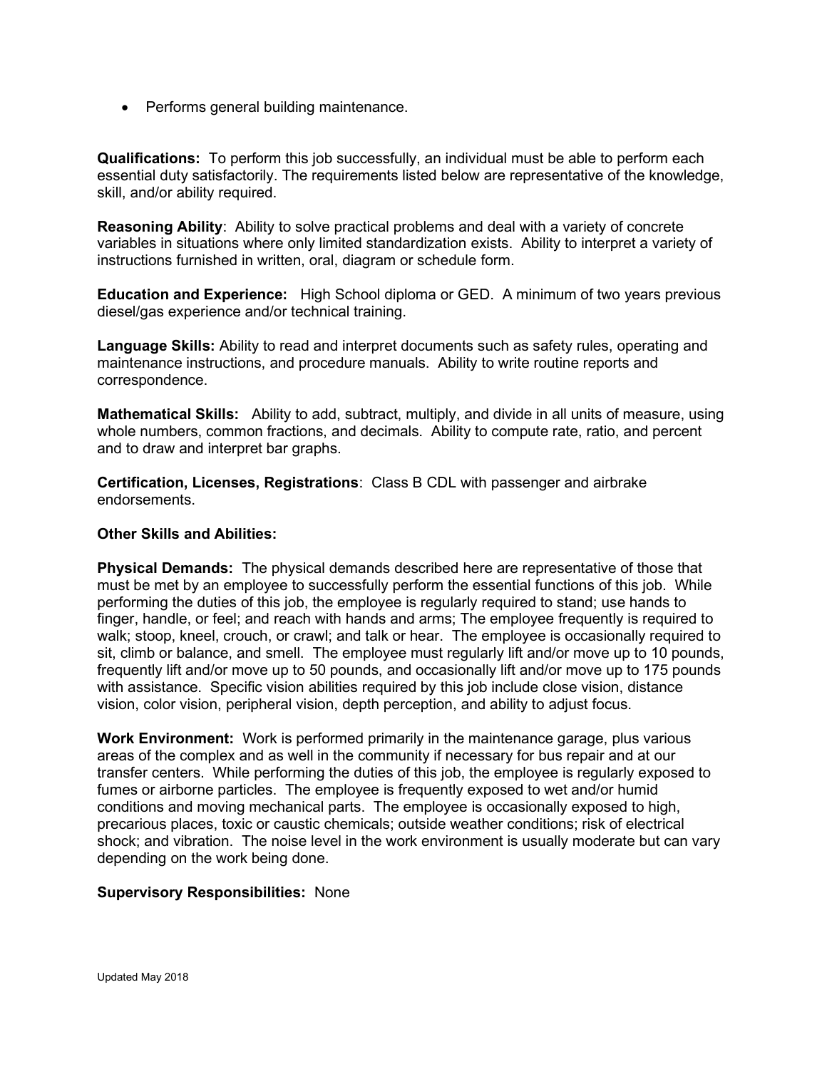- Performs general building maintenance.

**Qualifications:** To perform this job successfully, an individual must be able to perform each essential duty satisfactorily. The requirements listed below are representative of the knowledge, skill, and/or ability required.

**Reasoning Ability**: Ability to solve practical problems and deal with a variety of concrete variables in situations where only limited standardization exists. Ability to interpret a variety of instructions furnished in written, oral, diagram or schedule form.

**Education and Experience:** High School diploma or GED. A minimum of two years previous diesel/gas experience and/or technical training.

**Language Skills:** Ability to read and interpret documents such as safety rules, operating and maintenance instructions, and procedure manuals. Ability to write routine reports and correspondence.

**Mathematical Skills:** Ability to add, subtract, multiply, and divide in all units of measure, using whole numbers, common fractions, and decimals. Ability to compute rate, ratio, and percent and to draw and interpret bar graphs.

**Certification, Licenses, Registrations**: Class B CDL with passenger and airbrake endorsements.

**Other Skills and Abilities:**

**Physical Demands:** The physical demands described here are representative of those that must be met by an employee to successfully perform the essential functions of this job. While performing the duties of this job, the employee is regularly required to stand; use hands to finger, handle, or feel; and reach with hands and arms; The employee frequently is required to walk; stoop, kneel, crouch, or crawl; and talk or hear. The employee is occasionally required to sit, climb or balance, and smell. The employee must regularly lift and/or move up to 10 pounds, frequently lift and/or move up to 50 pounds, and occasionally lift and/or move up to 175 pounds with assistance. Specific vision abilities required by this job include close vision, distance vision, color vision, peripheral vision, depth perception, and ability to adjust focus.

**Work Environment:** Work is performed primarily in the maintenance garage, plus various areas of the complex and as well in the community if necessary for bus repair and at our transfer centers. While performing the duties of this job, the employee is regularly exposed to fumes or airborne particles. The employee is frequently exposed to wet and/or humid conditions and moving mechanical parts. The employee is occasionally exposed to high, precarious places, toxic or caustic chemicals; outside weather conditions; risk of electrical shock; and vibration. The noise level in the work environment is usually moderate but can vary depending on the work being done.

**Supervisory Responsibilities:** None

Updated May 2018